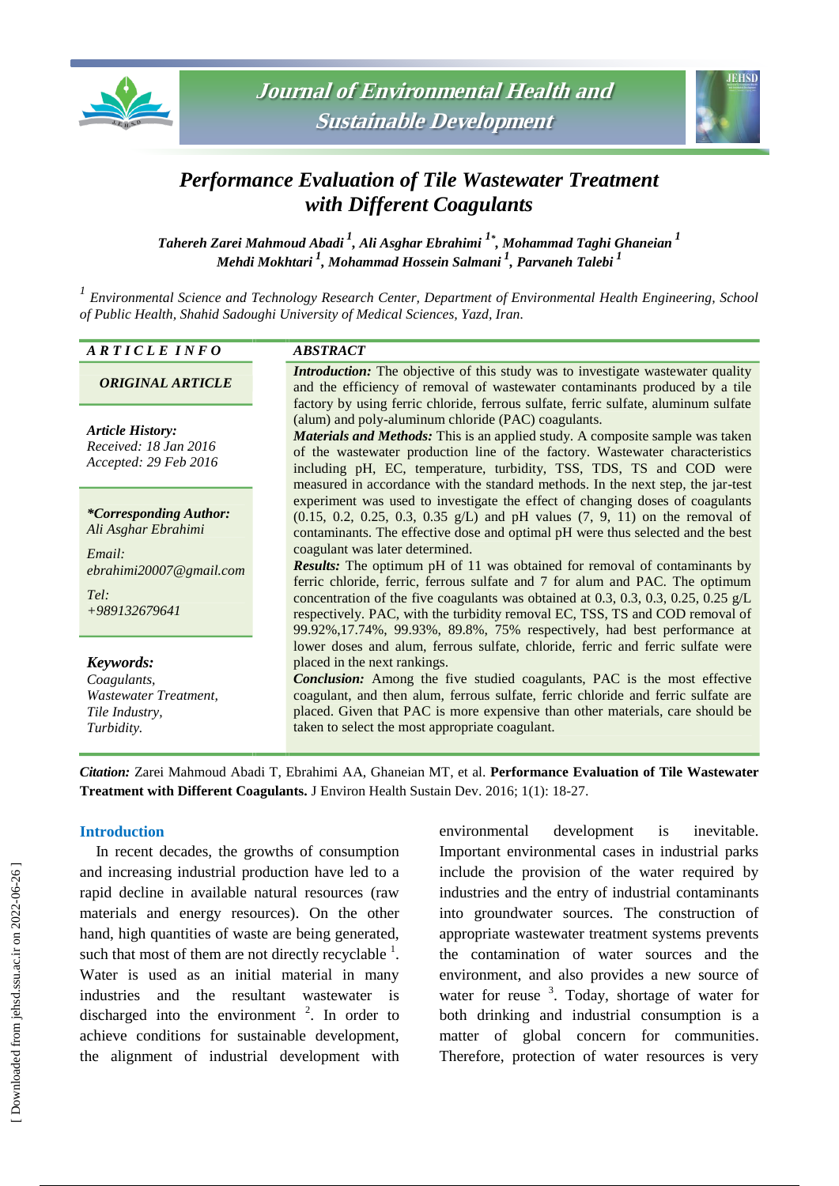# Performance Evaluation of Tile Wastewater Treatment with Different Coagulants

*Tahereh Zarei Mahmoud Abadi [1], Ali Asghar Ebrahimi [1*], Mohammad Taghi Ghaneian [1], Mehdi Mokhtari [1], Mohammad Hossein Salmani [1], Parvaneh Talebi [1]*

[1] *Environmental Science and Technology Research Center, Department of Environmental Health Engineering, School of Public Health, Shahid Sadoughi University of Medical Sciences, Yazd, Iran.*

## ARTICLE INFO

***ORIGINAL ARTICLE***

***Article History:***
*Received: 18 Jan 2016*
*Accepted: 29 Feb 2016*

***\*Corresponding Author:***
*Ali Asghar Ebrahimi*

*Email:*
*ebrahimi20007@gmail.com*

*Tel:*
*+989132679641*

***Keywords:***
*Coagulants,*
*Wastewater Treatment,*
*Tile Industry,*
*Turbidity.*

## ABSTRACT

***Introduction:*** The objective of this study was to investigate wastewater quality and the efficiency of removal of wastewater contaminants produced by a tile factory by using ferric chloride, ferrous sulfate, ferric sulfate, aluminum sulfate (alum) and poly-aluminum chloride (PAC) coagulants.

***Materials and Methods:*** This is an applied study. A composite sample was taken of the wastewater production line of the factory. Wastewater characteristics including pH, EC, temperature, turbidity, TSS, TDS, TS and COD were measured in accordance with the standard methods. In the next step, the jar-test experiment was used to investigate the effect of changing doses of coagulants (0.15, 0.2, 0.25, 0.3, 0.35 g/L) and pH values (7, 9, 11) on the removal of contaminants. The effective dose and optimal pH were thus selected and the best coagulant was later determined.

***Results:*** The optimum pH of 11 was obtained for removal of contaminants by ferric chloride, ferric, ferrous sulfate and 7 for alum and PAC. The optimum concentration of the five coagulants was obtained at 0.3, 0.3, 0.3, 0.25, 0.25 g/L respectively. PAC, with the turbidity removal EC, TSS, TS and COD removal of 99.92%,17.74%, 99.93%, 89.8%, 75% respectively, had best performance at lower doses and alum, ferrous sulfate, chloride, ferric and ferric sulfate were placed in the next rankings.

***Conclusion:*** Among the five studied coagulants, PAC is the most effective coagulant, and then alum, ferrous sulfate, ferric chloride and ferric sulfate are placed. Given that PAC is more expensive than other materials, care should be taken to select the most appropriate coagulant.

***Citation:*** Zarei Mahmoud Abadi T, Ebrahimi AA, Ghaneian MT, et al. **Performance Evaluation of Tile Wastewater Treatment with Different Coagulants.** J Environ Health Sustain Dev. 2016; 1(1): 18-27.

## Introduction

In recent decades, the growths of consumption and increasing industrial production have led to a rapid decline in available natural resources (raw materials and energy resources). On the other hand, high quantities of waste are being generated, such that most of them are not directly recyclable [1]. Water is used as an initial material in many industries and the resultant wastewater is discharged into the environment [2]. In order to achieve conditions for sustainable development, the alignment of industrial development with environmental development is inevitable. Important environmental cases in industrial parks include the provision of the water required by industries and the entry of industrial contaminants into groundwater sources. The construction of appropriate wastewater treatment systems prevents the contamination of water sources and the environment, and also provides a new source of water for reuse [3]. Today, shortage of water for both drinking and industrial consumption is a matter of global concern for communities. Therefore, protection of water resources is very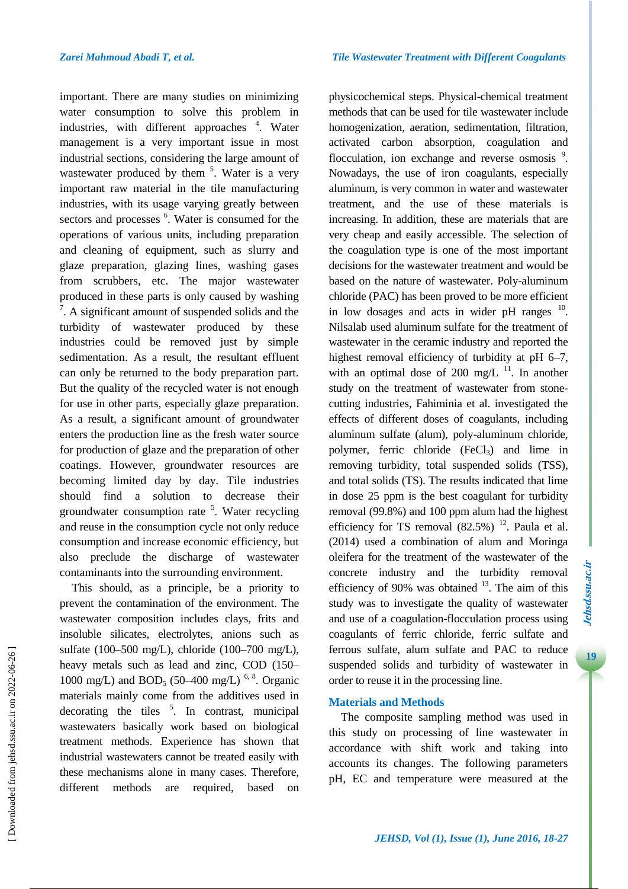important. There are many studies on minimizing water consumption to solve this problem in industries, with different approaches [4]. Water management is a very important issue in most industrial sections, considering the large amount of wastewater produced by them [5]. Water is a very important raw material in the tile manufacturing industries, with its usage varying greatly between sectors and processes [6]. Water is consumed for the operations of various units, including preparation and cleaning of equipment, such as slurry and glaze preparation, glazing lines, washing gases from scrubbers, etc. The major wastewater produced in these parts is only caused by washing [7]. A significant amount of suspended solids and the turbidity of wastewater produced by these industries could be removed just by simple sedimentation. As a result, the resultant effluent can only be returned to the body preparation part. But the quality of the recycled water is not enough for use in other parts, especially glaze preparation. As a result, a significant amount of groundwater enters the production line as the fresh water source for production of glaze and the preparation of other coatings. However, groundwater resources are becoming limited day by day. Tile industries should find a solution to decrease their groundwater consumption rate [5]. Water recycling and reuse in the consumption cycle not only reduce consumption and increase economic efficiency, but also preclude the discharge of wastewater contaminants into the surrounding environment.

This should, as a principle, be a priority to prevent the contamination of the environment. The wastewater composition includes clays, frits and insoluble silicates, electrolytes, anions such as sulfate (100–500 mg/L), chloride (100–700 mg/L), heavy metals such as lead and zinc, COD (150–1000 mg/L) and $BOD_5$ (50–400 mg/L) [6, 8]. Organic materials mainly come from the additives used in decorating the tiles [5]. In contrast, municipal wastewaters basically work based on biological treatment methods. Experience has shown that industrial wastewaters cannot be treated easily with these mechanisms alone in many cases. Therefore, different methods are required, based on physicochemical steps. Physical-chemical treatment methods that can be used for tile wastewater include homogenization, aeration, sedimentation, filtration, activated carbon absorption, coagulation and flocculation, ion exchange and reverse osmosis [9]. Nowadays, the use of iron coagulants, especially aluminum, is very common in water and wastewater treatment, and the use of these materials is increasing. In addition, these are materials that are very cheap and easily accessible. The selection of the coagulation type is one of the most important decisions for the wastewater treatment and would be based on the nature of wastewater. Poly-aluminum chloride (PAC) has been proved to be more efficient in low dosages and acts in wider pH ranges [10]. Nilsalab used aluminum sulfate for the treatment of wastewater in the ceramic industry and reported the highest removal efficiency of turbidity at pH 6–7, with an optimal dose of 200 mg/L [11]. In another study on the treatment of wastewater from stone-cutting industries, Fahiminia et al. investigated the effects of different doses of coagulants, including aluminum sulfate (alum), poly-aluminum chloride, polymer, ferric chloride ($FeCl_3$) and lime in removing turbidity, total suspended solids (TSS), and total solids (TS). The results indicated that lime in dose 25 ppm is the best coagulant for turbidity removal (99.8%) and 100 ppm alum had the highest efficiency for TS removal (82.5%) [12]. Paula et al. (2014) used a combination of alum and Moringa oleifera for the treatment of the wastewater of the concrete industry and the turbidity removal efficiency of 90% was obtained [13]. The aim of this study was to investigate the quality of wastewater and use of a coagulation-flocculation process using coagulants of ferric chloride, ferric sulfate and ferrous sulfate, alum sulfate and PAC to reduce suspended solids and turbidity of wastewater in order to reuse it in the processing line.

## Materials and Methods

The composite sampling method was used in this study on processing of line wastewater in accordance with shift work and taking into accounts its changes. The following parameters pH, EC and temperature were measured at the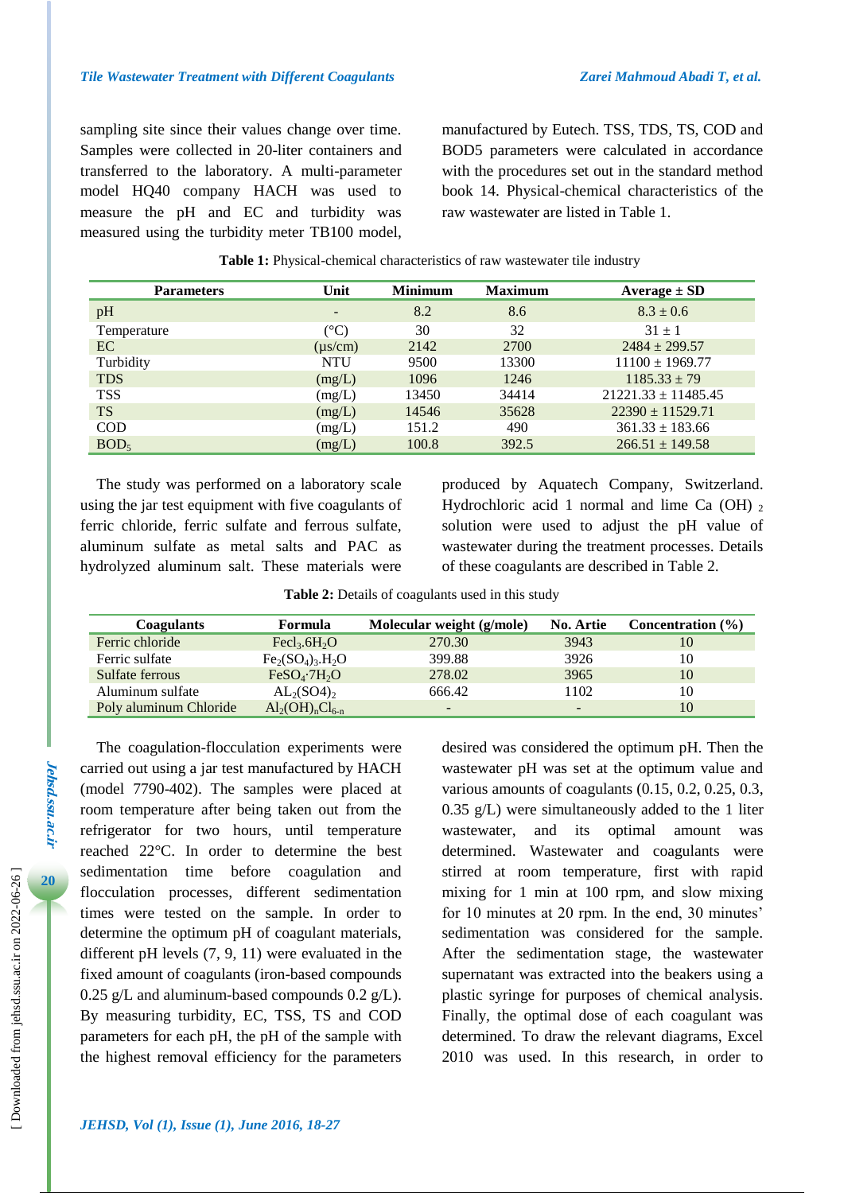sampling site since their values change over time. Samples were collected in 20-liter containers and transferred to the laboratory. A multi-parameter model HQ40 company HACH was used to measure the pH and EC and turbidity was measured using the turbidity meter TB100 model, manufactured by Eutech. TSS, TDS, TS, COD and BOD5 parameters were calculated in accordance with the procedures set out in the standard method book 14. Physical-chemical characteristics of the raw wastewater are listed in Table 1.

**Table 1:** Physical-chemical characteristics of raw wastewater tile industry

| Parameters | Unit | Minimum | Maximum | Average ± SD |
|---|---|---|---|---|
| pH | - | 8.2 | 8.6 | 8.3 ± 0.6 |
| Temperature | (°C) | 30 | 32 | 31 ± 1 |
| EC | (µs/cm) | 2142 | 2700 | 2484 ± 299.57 |
| Turbidity | NTU | 9500 | 13300 | 11100 ± 1969.77 |
| TDS | (mg/L) | 1096 | 1246 | 1185.33 ± 79 |
| TSS | (mg/L) | 13450 | 34414 | 21221.33 ± 11485.45 |
| TS | (mg/L) | 14546 | 35628 | 22390 ± 11529.71 |
| COD | (mg/L) | 151.2 | 490 | 361.33 ± 183.66 |
| $BOD_5$ | (mg/L) | 100.8 | 392.5 | 266.51 ± 149.58 |

The study was performed on a laboratory scale using the jar test equipment with five coagulants of ferric chloride, ferric sulfate and ferrous sulfate, aluminum sulfate as metal salts and PAC as hydrolyzed aluminum salt. These materials were produced by Aquatech Company, Switzerland. Hydrochloric acid 1 normal and lime Ca $(OH)_2$ solution were used to adjust the pH value of wastewater during the treatment processes. Details of these coagulants are described in Table 2.

**Table 2:** Details of coagulants used in this study

| Coagulants | Formula | Molecular weight (g/mole) | No. Artie | Concentration (%) |
|---|---|---|---|---|
| Ferric chloride | $Fecl_3.6H_2O$ | 270.30 | 3943 | 10 |
| Ferric sulfate | $Fe_2(SO_4)_3.H_2O$ | 399.88 | 3926 | 10 |
| Sulfate ferrous | $FeSO_4{\cdot}7H_2O$ | 278.02 | 3965 | 10 |
| Aluminum sulfate | $AL_2(SO4)_2$ | 666.42 | 1102 | 10 |
| Poly aluminum Chloride | $Al_2(OH)_nCl_{6-n}$ | - | - | 10 |

The coagulation-flocculation experiments were carried out using a jar test manufactured by HACH (model 7790-402). The samples were placed at room temperature after being taken out from the refrigerator for two hours, until temperature reached 22°C. In order to determine the best sedimentation time before coagulation and flocculation processes, different sedimentation times were tested on the sample. In order to determine the optimum pH of coagulant materials, different pH levels (7, 9, 11) were evaluated in the fixed amount of coagulants (iron-based compounds 0.25 g/L and aluminum-based compounds 0.2 g/L). By measuring turbidity, EC, TSS, TS and COD parameters for each pH, the pH of the sample with the highest removal efficiency for the parameters desired was considered the optimum pH. Then the wastewater pH was set at the optimum value and various amounts of coagulants (0.15, 0.2, 0.25, 0.3, 0.35 g/L) were simultaneously added to the 1 liter wastewater, and its optimal amount was determined. Wastewater and coagulants were stirred at room temperature, first with rapid mixing for 1 min at 100 rpm, and slow mixing for 10 minutes at 20 rpm. In the end, 30 minutes' sedimentation was considered for the sample. After the sedimentation stage, the wastewater supernatant was extracted into the beakers using a plastic syringe for purposes of chemical analysis. Finally, the optimal dose of each coagulant was determined. To draw the relevant diagrams, Excel 2010 was used. In this research, in order to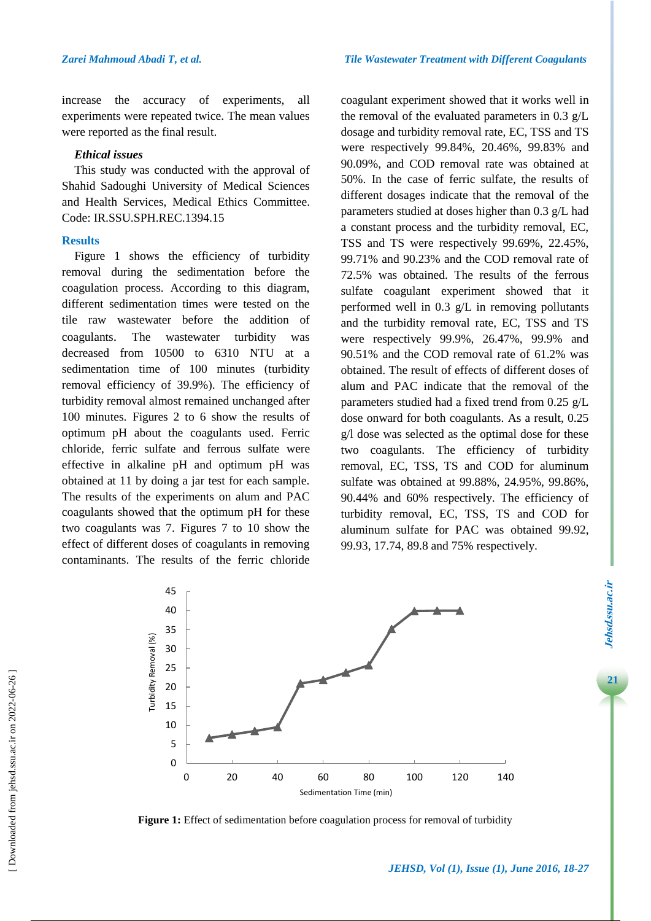increase the accuracy of experiments, all experiments were repeated twice. The mean values were reported as the final result.

### *Ethical issues*

This study was conducted with the approval of Shahid Sadoughi University of Medical Sciences and Health Services, Medical Ethics Committee. Code: IR.SSU.SPH.REC.1394.15

## Results

Figure 1 shows the efficiency of turbidity removal during the sedimentation before the coagulation process. According to this diagram, different sedimentation times were tested on the tile raw wastewater before the addition of coagulants. The wastewater turbidity was decreased from 10500 to 6310 NTU at a sedimentation time of 100 minutes (turbidity removal efficiency of 39.9%). The efficiency of turbidity removal almost remained unchanged after 100 minutes. Figures 2 to 6 show the results of optimum pH about the coagulants used. Ferric chloride, ferric sulfate and ferrous sulfate were effective in alkaline pH and optimum pH was obtained at 11 by doing a jar test for each sample. The results of the experiments on alum and PAC coagulants showed that the optimum pH for these two coagulants was 7. Figures 7 to 10 show the effect of different doses of coagulants in removing contaminants. The results of the ferric chloride coagulant experiment showed that it works well in the removal of the evaluated parameters in 0.3 g/L dosage and turbidity removal rate, EC, TSS and TS were respectively 99.84%, 20.46%, 99.83% and 90.09%, and COD removal rate was obtained at 50%. In the case of ferric sulfate, the results of different dosages indicate that the removal of the parameters studied at doses higher than 0.3 g/L had a constant process and the turbidity removal, EC, TSS and TS were respectively 99.69%, 22.45%, 99.71% and 90.23% and the COD removal rate of 72.5% was obtained. The results of the ferrous sulfate coagulant experiment showed that it performed well in 0.3 g/L in removing pollutants and the turbidity removal rate, EC, TSS and TS were respectively 99.9%, 26.47%, 99.9% and 90.51% and the COD removal rate of 61.2% was obtained. The result of effects of different doses of alum and PAC indicate that the removal of the parameters studied had a fixed trend from 0.25 g/L dose onward for both coagulants. As a result, 0.25 g/l dose was selected as the optimal dose for these two coagulants. The efficiency of turbidity removal, EC, TSS, TS and COD for aluminum sulfate was obtained at 99.88%, 24.95%, 99.86%, 90.44% and 60% respectively. The efficiency of turbidity removal, EC, TSS, TS and COD for aluminum sulfate for PAC was obtained 99.92, 99.93, 17.74, 89.8 and 75% respectively.

**Figure 1:** Effect of sedimentation before coagulation process for removal of turbidity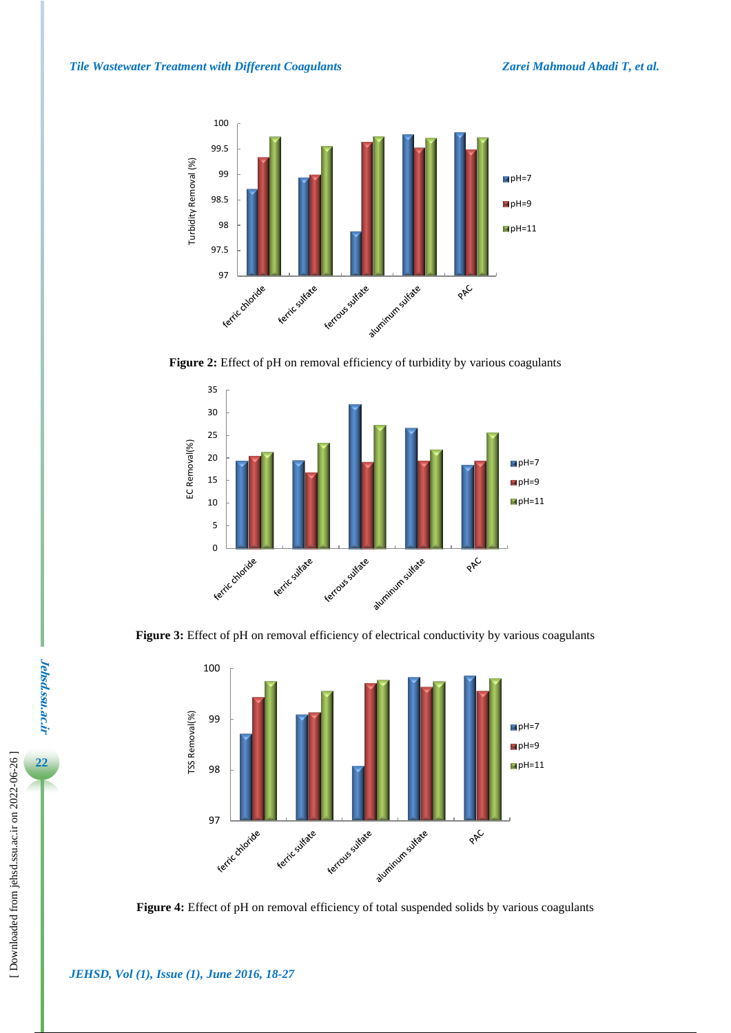**Figure 2:** Effect of pH on removal efficiency of turbidity by various coagulants

**Figure 3:** Effect of pH on removal efficiency of electrical conductivity by various coagulants

**Figure 4:** Effect of pH on removal efficiency of total suspended solids by various coagulants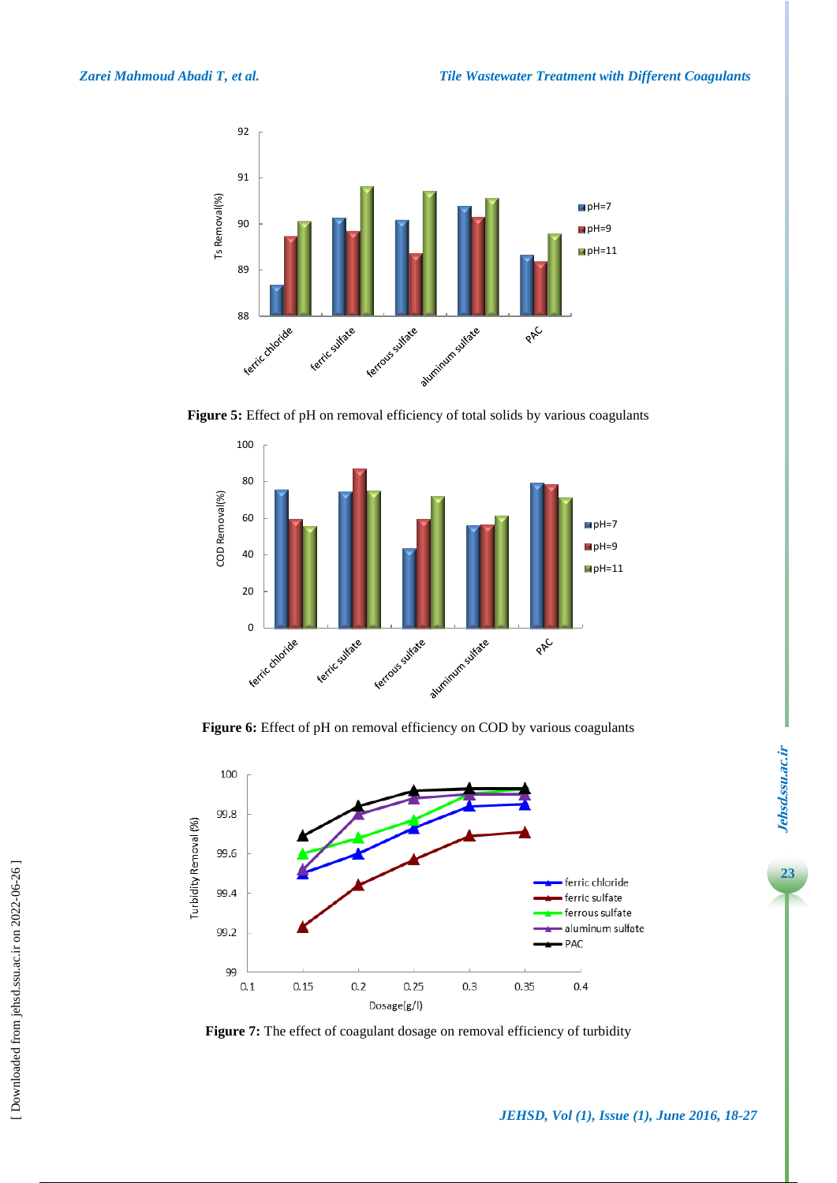Figure 5: Effect of pH on removal efficiency of total solids by various coagulants

Figure 6: Effect of pH on removal efficiency on COD by various coagulants

Figure 7: The effect of coagulant dosage on removal efficiency of turbidity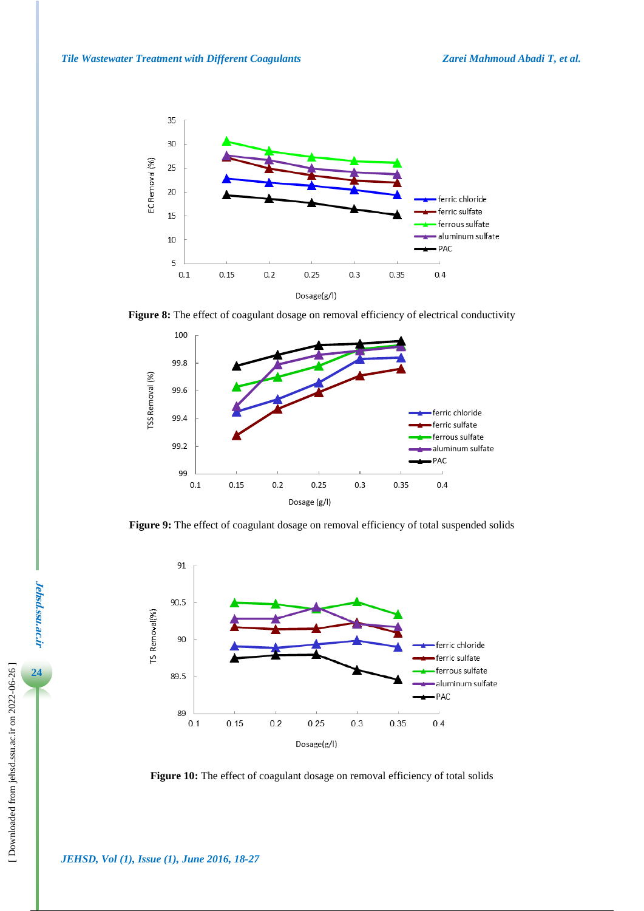**Figure 8:** The effect of coagulant dosage on removal efficiency of electrical conductivity

**Figure 9:** The effect of coagulant dosage on removal efficiency of total suspended solids

**Figure 10:** The effect of coagulant dosage on removal efficiency of total solids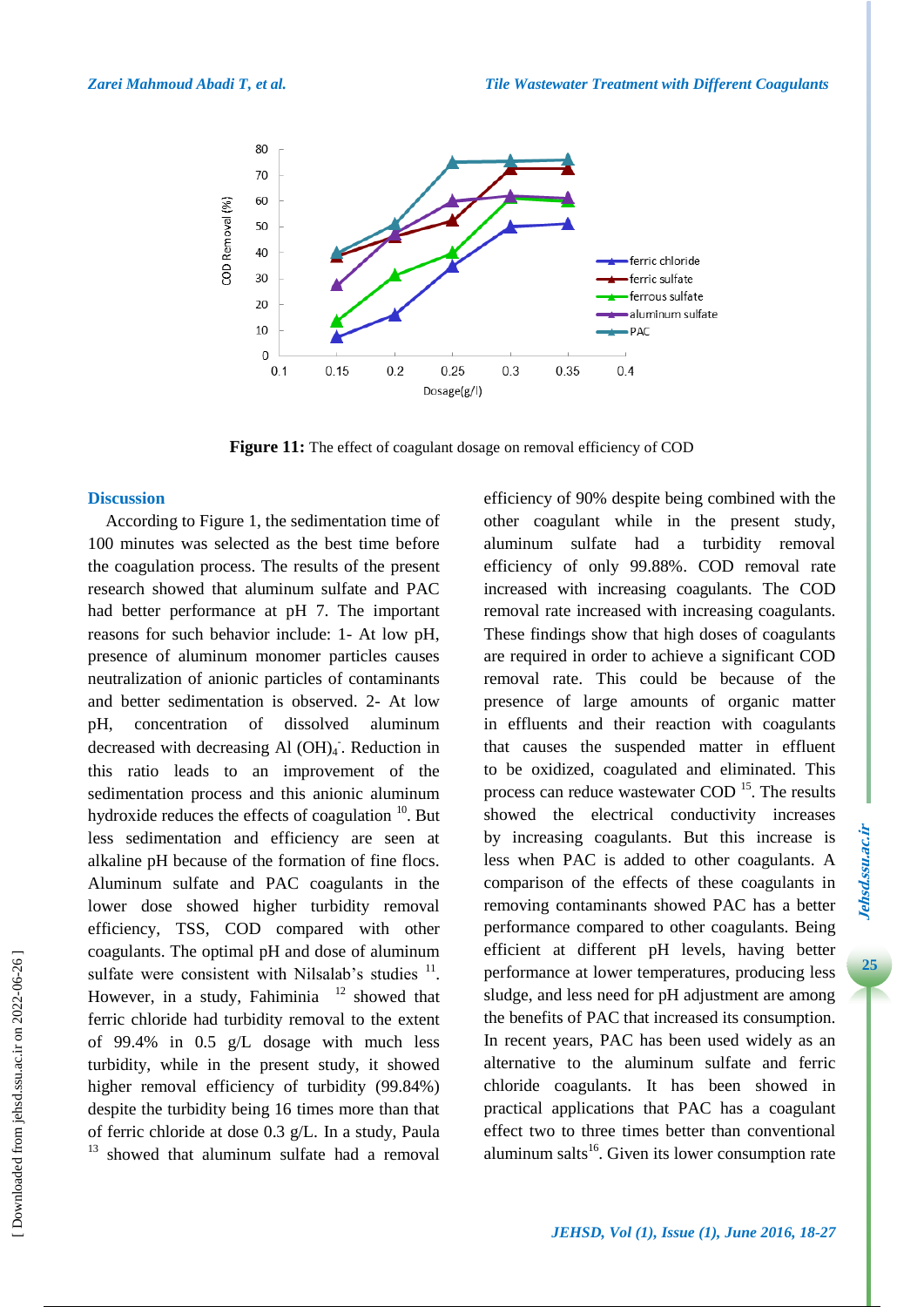Figure 11: The effect of coagulant dosage on removal efficiency of COD

## Discussion

According to Figure 1, the sedimentation time of 100 minutes was selected as the best time before the coagulation process. The results of the present research showed that aluminum sulfate and PAC had better performance at pH 7. The important reasons for such behavior include: 1- At low pH, presence of aluminum monomer particles causes neutralization of anionic particles of contaminants and better sedimentation is observed. 2- At low pH, concentration of dissolved aluminum decreased with decreasing $Al(OH)_4^-$. Reduction in this ratio leads to an improvement of the sedimentation process and this anionic aluminum hydroxide reduces the effects of coagulation [10]. But less sedimentation and efficiency are seen at alkaline pH because of the formation of fine flocs. Aluminum sulfate and PAC coagulants in the lower dose showed higher turbidity removal efficiency, TSS, COD compared with other coagulants. The optimal pH and dose of aluminum sulfate were consistent with Nilsalab's studies [11]. However, in a study, Fahiminia [12] showed that ferric chloride had turbidity removal to the extent of 99.4% in 0.5 g/L dosage with much less turbidity, while in the present study, it showed higher removal efficiency of turbidity (99.84%) despite the turbidity being 16 times more than that of ferric chloride at dose 0.3 g/L. In a study, Paula [13] showed that aluminum sulfate had a removal efficiency of 90% despite being combined with the other coagulant while in the present study, aluminum sulfate had a turbidity removal efficiency of only 99.88%. COD removal rate increased with increasing coagulants. The COD removal rate increased with increasing coagulants. These findings show that high doses of coagulants are required in order to achieve a significant COD removal rate. This could be because of the presence of large amounts of organic matter in effluents and their reaction with coagulants that causes the suspended matter in effluent to be oxidized, coagulated and eliminated. This process can reduce wastewater COD [15]. The results showed the electrical conductivity increases by increasing coagulants. But this increase is less when PAC is added to other coagulants. A comparison of the effects of these coagulants in removing contaminants showed PAC has a better performance compared to other coagulants. Being efficient at different pH levels, having better performance at lower temperatures, producing less sludge, and less need for pH adjustment are among the benefits of PAC that increased its consumption. In recent years, PAC has been used widely as an alternative to the aluminum sulfate and ferric chloride coagulants. It has been showed in practical applications that PAC has a coagulant effect two to three times better than conventional aluminum salts[16]. Given its lower consumption rate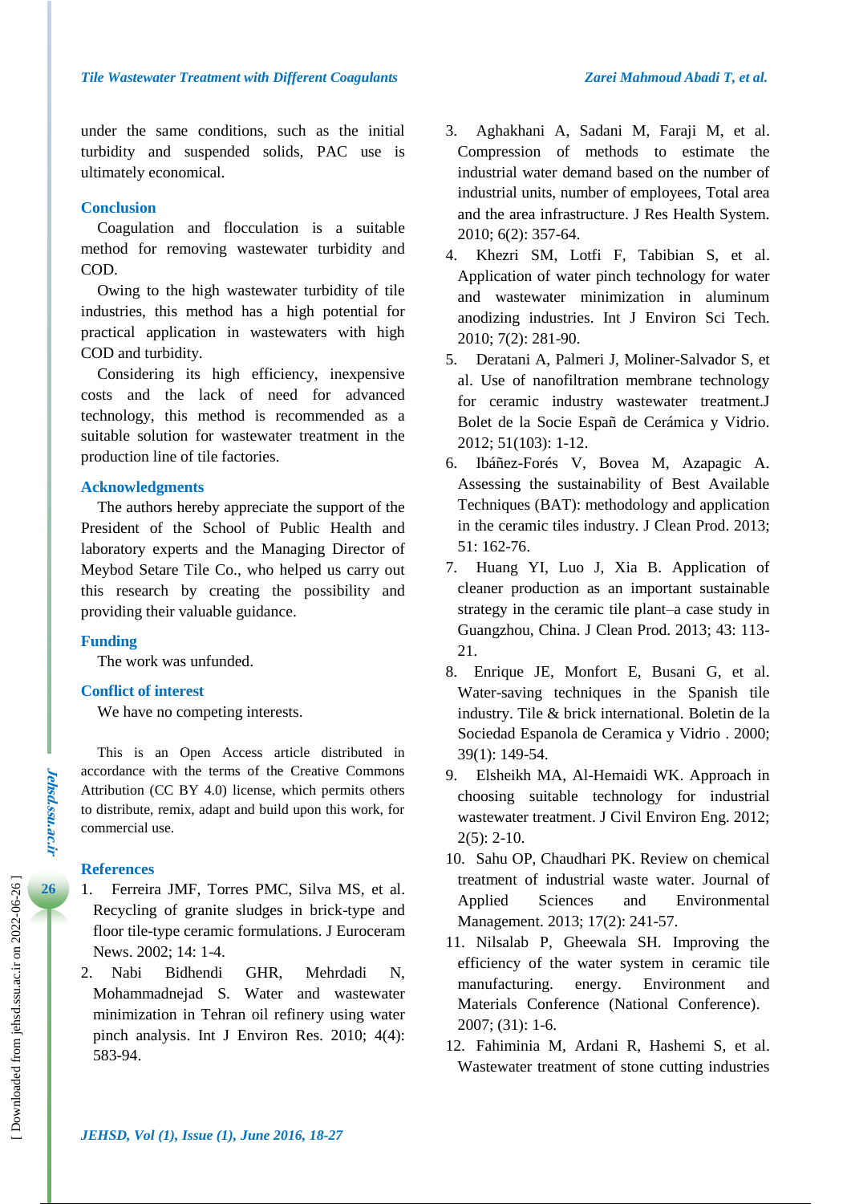under the same conditions, such as the initial turbidity and suspended solids, PAC use is ultimately economical.

## Conclusion

Coagulation and flocculation is a suitable method for removing wastewater turbidity and COD.

Owing to the high wastewater turbidity of tile industries, this method has a high potential for practical application in wastewaters with high COD and turbidity.

Considering its high efficiency, inexpensive costs and the lack of need for advanced technology, this method is recommended as a suitable solution for wastewater treatment in the production line of tile factories.

## Acknowledgments

The authors hereby appreciate the support of the President of the School of Public Health and laboratory experts and the Managing Director of Meybod Setare Tile Co., who helped us carry out this research by creating the possibility and providing their valuable guidance.

## Funding

The work was unfunded.

## Conflict of interest

We have no competing interests.

This is an Open Access article distributed in accordance with the terms of the Creative Commons Attribution (CC BY 4.0) license, which permits others to distribute, remix, adapt and build upon this work, for commercial use.

## References

1. Ferreira JMF, Torres PMC, Silva MS, et al. Recycling of granite sludges in brick-type and floor tile-type ceramic formulations. J Euroceram News. 2002; 14: 1-4.
2. Nabi Bidhendi GHR, Mehrdadi N, Mohammadnejad S. Water and wastewater minimization in Tehran oil refinery using water pinch analysis. Int J Environ Res. 2010; 4(4): 583-94.
3. Aghakhani A, Sadani M, Faraji M, et al. Compression of methods to estimate the industrial water demand based on the number of industrial units, number of employees, Total area and the area infrastructure. J Res Health System. 2010; 6(2): 357-64.
4. Khezri SM, Lotfi F, Tabibian S, et al. Application of water pinch technology for water and wastewater minimization in aluminum anodizing industries. Int J Environ Sci Tech. 2010; 7(2): 281-90.
5. Deratani A, Palmeri J, Moliner-Salvador S, et al. Use of nanofiltration membrane technology for ceramic industry wastewater treatment.J Bolet de la Socie Españ de Cerámica y Vidrio. 2012; 51(103): 1-12.
6. Ibáñez-Forés V, Bovea M, Azapagic A. Assessing the sustainability of Best Available Techniques (BAT): methodology and application in the ceramic tiles industry. J Clean Prod. 2013; 51: 162-76.
7. Huang YI, Luo J, Xia B. Application of cleaner production as an important sustainable strategy in the ceramic tile plant–a case study in Guangzhou, China. J Clean Prod. 2013; 43: 113-21.
8. Enrique JE, Monfort E, Busani G, et al. Water-saving techniques in the Spanish tile industry. Tile & brick international. Boletin de la Sociedad Espanola de Ceramica y Vidrio . 2000; 39(1): 149-54.
9. Elsheikh MA, Al-Hemaidi WK. Approach in choosing suitable technology for industrial wastewater treatment. J Civil Environ Eng. 2012; 2(5): 2-10.
10. Sahu OP, Chaudhari PK. Review on chemical treatment of industrial waste water. Journal of Applied Sciences and Environmental Management. 2013; 17(2): 241-57.
11. Nilsalab P, Gheewala SH. Improving the efficiency of the water system in ceramic tile manufacturing. energy. Environment and Materials Conference (National Conference). 2007; (31): 1-6.
12. Fahiminia M, Ardani R, Hashemi S, et al. Wastewater treatment of stone cutting industries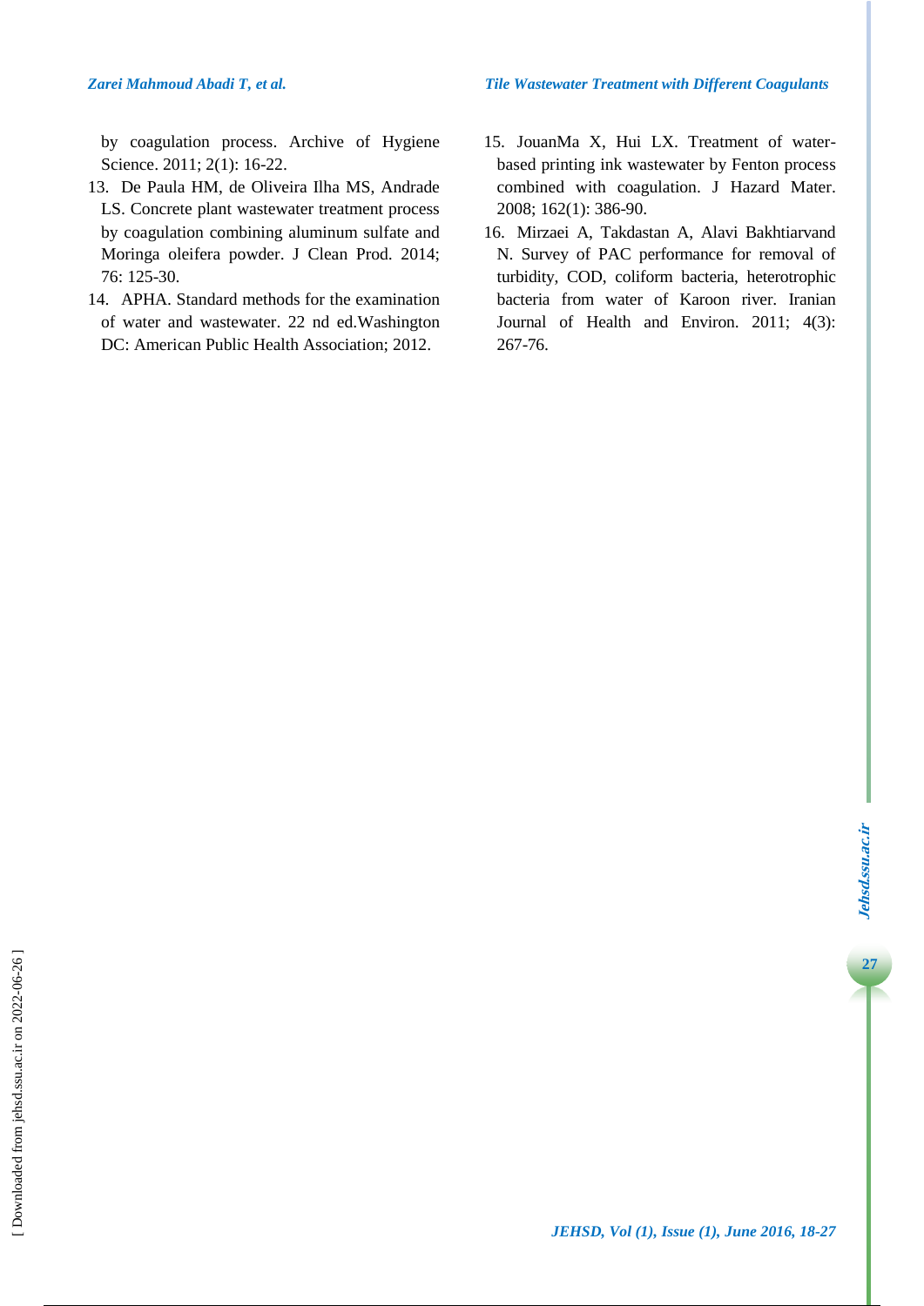by coagulation process. Archive of Hygiene Science. 2011; 2(1): 16-22.

13. De Paula HM, de Oliveira Ilha MS, Andrade LS. Concrete plant wastewater treatment process by coagulation combining aluminum sulfate and Moringa oleifera powder. J Clean Prod. 2014; 76: 125-30.
14. APHA. Standard methods for the examination of water and wastewater. 22 nd ed.Washington DC: American Public Health Association; 2012.
15. JouanMa X, Hui LX. Treatment of water-based printing ink wastewater by Fenton process combined with coagulation. J Hazard Mater. 2008; 162(1): 386-90.
16. Mirzaei A, Takdastan A, Alavi Bakhtiarvand N. Survey of PAC performance for removal of turbidity, COD, coliform bacteria, heterotrophic bacteria from water of Karoon river. Iranian Journal of Health and Environ. 2011; 4(3): 267-76.